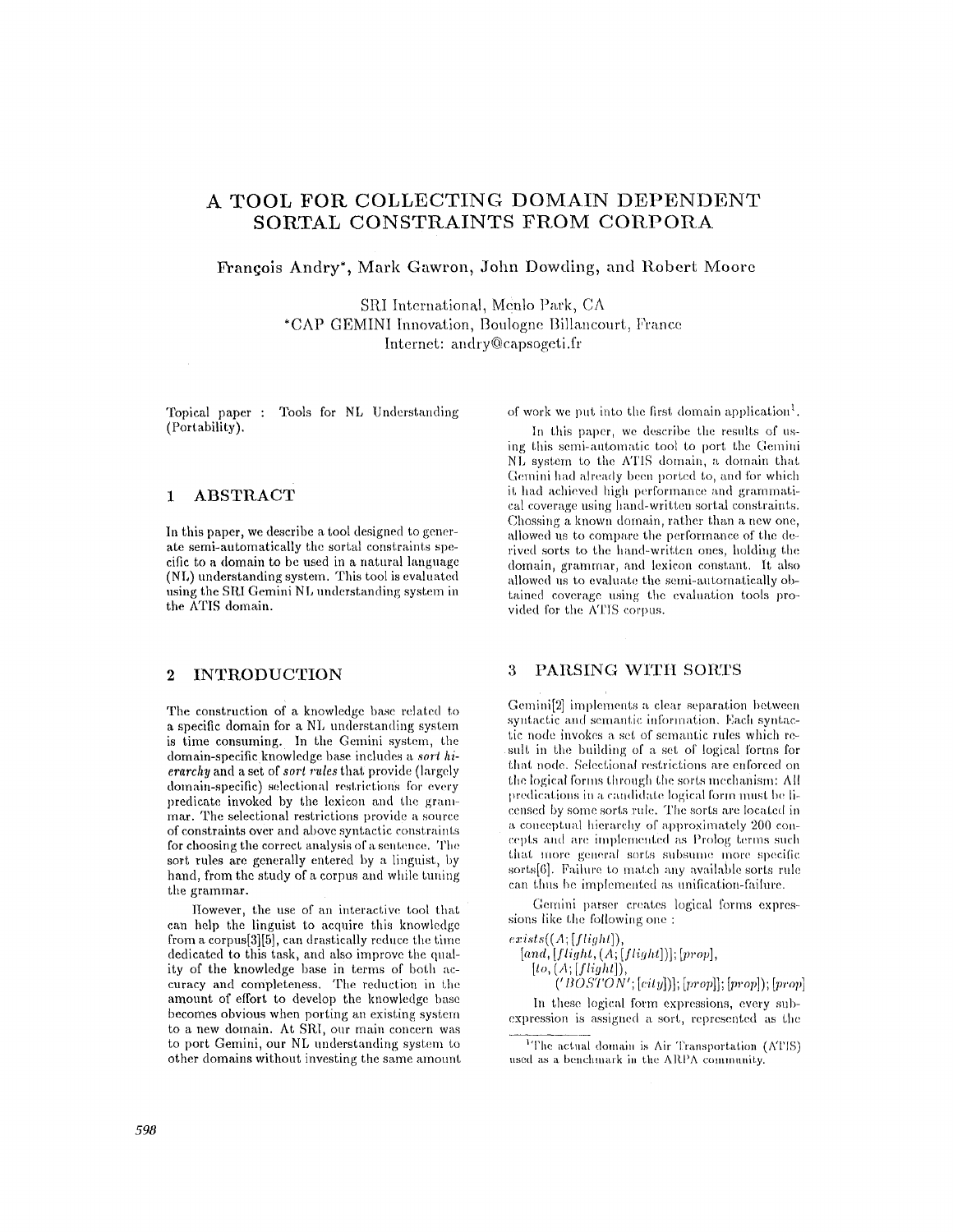# A TOOL FOR COLLECTING DOMAIN DEPENDENT SORTAL CONSTRAINTS FROM CORPORA

**François Andry\*, Mark Gawron, John Dowding, and Robert Moore**

SRI International, Menlo Park, CA
\*CAP GEMINI Innovation, Boulogne Billancourt, France
Internet: andry@capsogeti.fr

Topical paper : Tools for NL Understanding (Portability).

## 1 ABSTRACT

In this paper, we describe a tool designed to generate semi-automatically the sortal constraints specific to a domain to be used in a natural language (NL) understanding system. This tool is evaluated using the SRI Gemini NL understanding system in the ATIS domain.

## 2 INTRODUCTION

The construction of a knowledge base related to a specific domain for a NL understanding system is time consuming. In the Gemini system, the domain-specific knowledge base includes a *sort hierarchy* and a set of *sort rules* that provide (largely domain-specific) selectional restrictions for every predicate invoked by the lexicon and the grammar. The selectional restrictions provide a source of constraints over and above syntactic constraints for choosing the correct analysis of a sentence. The sort rules are generally entered by a linguist, by hand, from the study of a corpus and while tuning the grammar.

However, the use of an interactive tool that can help the linguist to acquire this knowledge from a corpus[3][5], can drastically reduce the time dedicated to this task, and also improve the quality of the knowledge base in terms of both accuracy and completeness. The reduction in the amount of effort to develop the knowledge base becomes obvious when porting an existing system to a new domain. At SRI, our main concern was to port Gemini, our NL understanding system to other domains without investing the same amount of work we put into the first domain application[1].

In this paper, we describe the results of using this semi-automatic tool to port the Gemini NL system to the ATIS domain, a domain that Gemini had already been ported to, and for which it had achieved high performance and grammatical coverage using hand-written sortal constraints. Chossing a known domain, rather than a new one, allowed us to compare the performance of the derived sorts to the hand-written ones, holding the domain, grammar, and lexicon constant. It also allowed us to evaluate the semi-automatically obtained coverage using the evaluation tools provided for the ATIS corpus.

## 3 PARSING WITH SORTS

Gemini[2] implements a clear separation between syntactic and semantic information. Each syntactic node invokes a set of semantic rules which result in the building of a set of logical forms for that node. Selectional restrictions are enforced on the logical forms through the sorts mechanism: All predications in a candidate logical form must be licensed by some sorts rule. The sorts are located in a conceptual hierarchy of approximately 200 concepts and are implemented as Prolog terms such that more general sorts subsume more specific sorts[6]. Failure to match any available sorts rule can thus be implemented as unification-failure.

Gemini parser creates logical forms expressions like the following one :

*exists*((*A*; [*flight*]),
  [*and*, [*flight*, (*A*; [*flight*])]; [*prop*],
    [*to*, (*A*; [*flight*]),
      ('*BOSTON*'; [*city*])]; [*prop*]]; [*prop*]); [*prop*]

In these logical form expressions, every subexpression is assigned a sort, represented as the

[1] The actual domain is Air Transportation (ATIS) used as a benchmark in the ARPA community.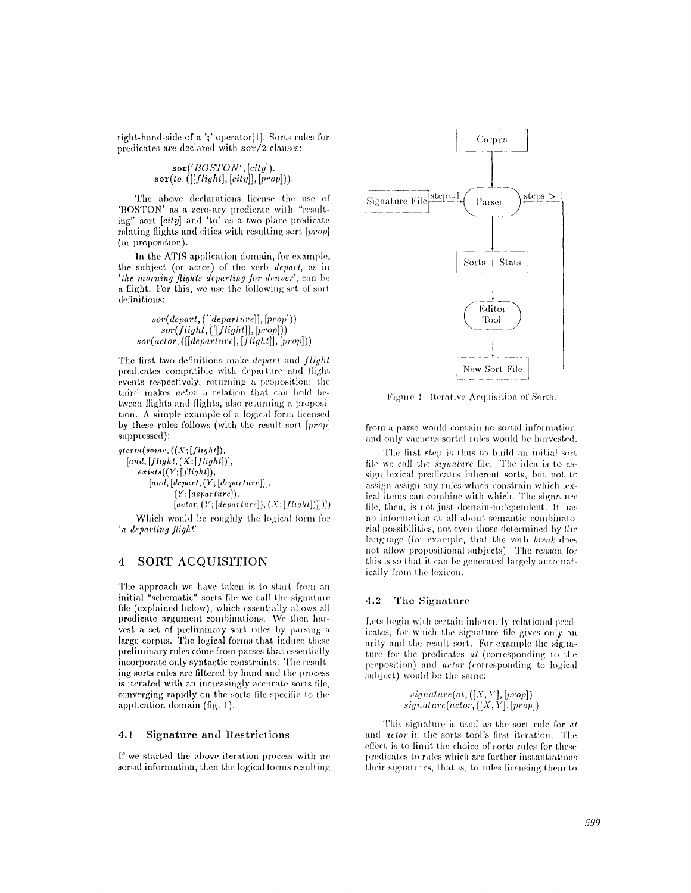right-hand-side of a ';' operator[1]. Sorts rules for predicates are declared with sor/2 clauses:

sor(*'BOSTON'*, [*city*]).
sor(*to*, ([[*flight*], [*city*]], [*prop*])).

The above declarations license the use of 'BOSTON' as a zero-ary predicate with "resulting" sort [*city*] and 'to' as a two-place predicate relating flights and cities with resulting sort [*prop*] (or proposition).

In the ATIS application domain, for example, the subject (or actor) of the verb *depart*, as in '*the morning flights departing for denver*', can be a flight. For this, we use the following set of sort definitions:

*sor*(*depart*, ([[*departure*]], [*prop*]))
*sor*(*flight*, ([[*flight*]], [*prop*]))
*sor*(*actor*, ([[*departure*], [*flight*]], [*prop*]))

The first two definitions make *depart* and *flight* predicates compatible with departure and flight events respectively, returning a proposition; the third makes *actor* a relation that can hold between flights and flights, also returning a proposition. A simple example of a logical form licensed by these rules follows (with the result sort [*prop*] suppressed):

```
qterm(some, ((X; [flight]),
  [and, [flight, (X; [flight])],
    exists((Y; [flight]),
      [and, [depart, (Y; [departure])],
            (Y; [departure]),
            [actor, (Y; [departure]), (X; [flight])]]]))])
```

Which would be roughly the logical form for '*a departing flight*'.

# 4 SORT ACQUISITION

The approach we have taken is to start from an initial "schematic" sorts file we call the signature file (explained below), which essentially allows all predicate argument combinations. We then harvest a set of preliminary sort rules by parsing a large corpus. The logical forms that induce these preliminary rules côme from parses that essentially incorporate only syntactic constraints. The resulting sorts rules are filtered by hand and the process is iterated with an increasingly accurate sorts file, converging rapidly on the sorts file specific to the application domain (fig. 1).

## 4.1 Signature and Restrictions

If we started the above iteration process with *no* sortal information, then the logical forms resulting from a parse would contain no sortal information, and only vacuous sortal rules would be harvested.

Figure 1: Iterative Acquisition of Sorts.

The first step is thus to build an initial sort file we call the *signature* file. The idea is to assign lexical predicates inherent sorts, but not to assign assign any rules which constrain which lexical items can combine with which. The signature file, then, is not just domain-independent. It has no information at all about semantic combinatorial possibilities, not even those determined by the language (for example, that the verb *break* does not allow propositional subjects). The reason for this is so that it can be generated largely automatically from the lexicon.

## 4.2 The Signature

Lets begin with certain inherently relational predicates, for which the signature file gives only an arity and the result sort. For example the signature for the predicates *at* (corresponding to the preposition) and *actor* (corresponding to logical subject) would be the same:

*signature*(*at*, ([*X*, *Y*], [*prop*])
*signature*(*actor*, ([*X*, *Y*], [*prop*])

This signature is used as the sort rule for *at* and *actor* in the sorts tool's first iteration. The effect is to limit the choice of sorts rules for these predicates to rules which are further instantiations their signatures, that is, to rules licensing them to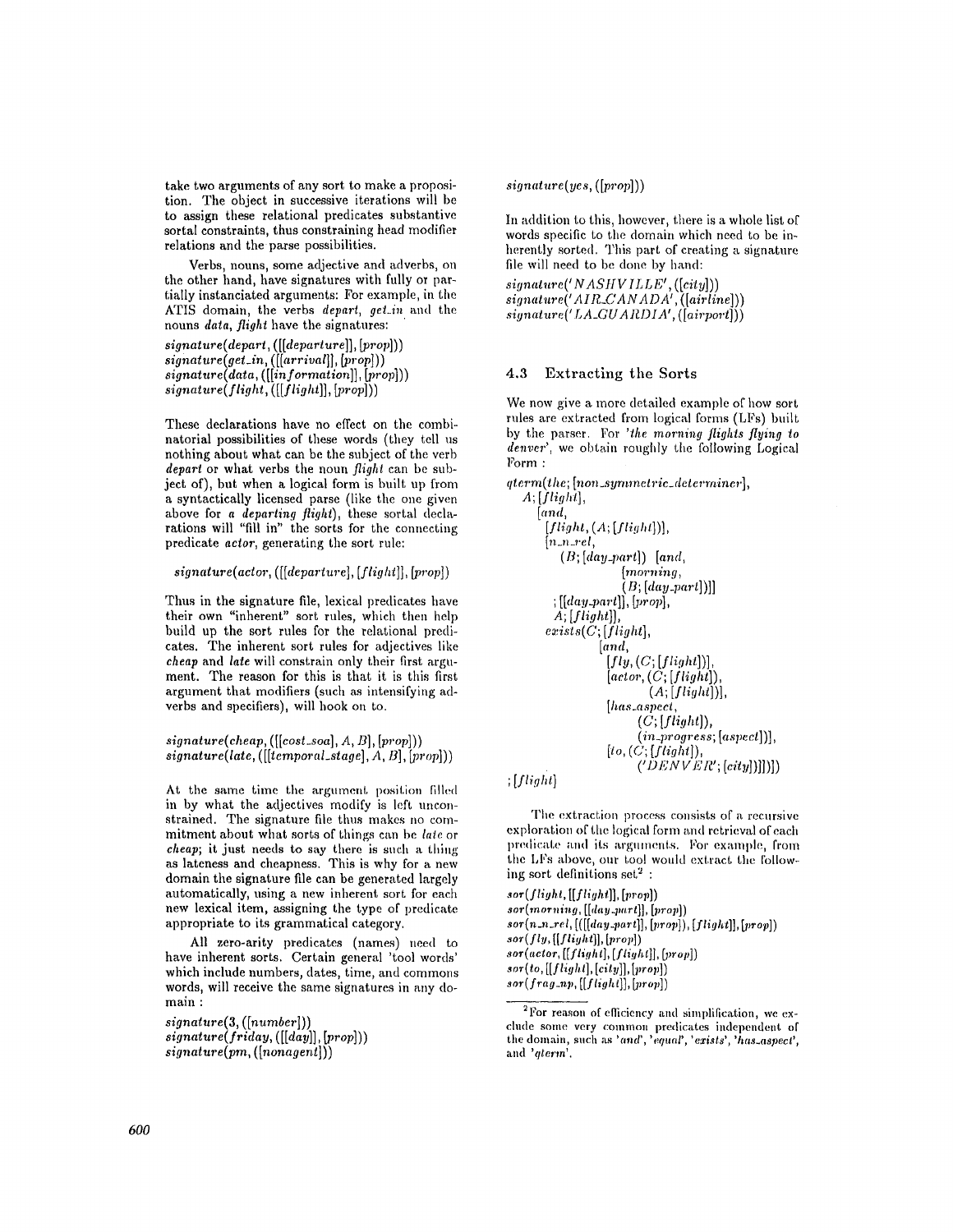take two arguments of any sort to make a proposition. The object in successive iterations will be to assign these relational predicates substantive sortal constraints, thus constraining head modifier relations and the parse possibilities.

Verbs, nouns, some adjective and adverbs, on the other hand, have signatures with fully or partially instanciated arguments: For example, in the ATIS domain, the verbs *depart*, *get_in* and the nouns *data*, *flight* have the signatures:

*signature(depart, ([[departure]], [prop]))*
*signature(get_in, ([[arrival]], [prop]))*
*signature(data, ([[information]], [prop]))*
*signature(flight, ([[flight]], [prop]))*

These declarations have no effect on the combinatorial possibilities of these words (they tell us nothing about what can be the subject of the verb *depart* or what verbs the noun *flight* can be subject of), but when a logical form is built up from a syntactically licensed parse (like the one given above for *a departing flight*), these sortal declarations will "fill in" the sorts for the connecting predicate *actor*, generating the sort rule:

*signature(actor, ([[departure]], [flight]], [prop])*

Thus in the signature file, lexical predicates have their own "inherent" sort rules, which then help build up the sort rules for the relational predicates. The inherent sort rules for adjectives like *cheap* and *late* will constrain only their first argument. The reason for this is that it is this first argument that modifiers (such as intensifying adverbs and specifiers), will hook on to.

*signature(cheap, ([[cost_soa], A, B], [prop]))*
*signature(late, ([[temporal_stage], A, B], [prop]))*

At the same time the argument position filled in by what the adjectives modify is left unconstrained. The signature file thus makes no commitment about what sorts of things can be *late* or *cheap*; it just needs to say there is such a thing as lateness and cheapness. This is why for a new domain the signature file can be generated largely automatically, using a new inherent sort for each new lexical item, assigning the type of predicate appropriate to its grammatical category.

All zero-arity predicates (names) need to have inherent sorts. Certain general 'tool words' which include numbers, dates, time, and commons words, will receive the same signatures in any domain :

*signature(3, ([number]))*
*signature(friday, ([[day]], [prop]))*
*signature(pm, ([nonagent]))*
*signature(yes, ([prop]))*

In addition to this, however, there is a whole list of words specific to the domain which need to be inherently sorted. This part of creating a signature file will need to be done by hand:

*signature('NASHVILLE', ([city]))*
*signature('AIR_CANADA', ([airline]))*
*signature('LA_GUARDIA', ([airport]))*

## 4.3 Extracting the Sorts

We now give a more detailed example of how sort rules are extracted from logical forms (LFs) built by the parser. For *'the morning flights flying to denver'*, we obtain roughly the following Logical Form :

```
qterm(the; [non_symmetric_determiner],
   A; [flight],
      [and,
         [flight, (A; [flight])],
         [n_n_rel,
            (B; [day_part]) [and,
                     [morning,
                     (B; [day_part])]]
         ; [[day_part]], [prop],
         A; [flight]],
      exists(C; [flight],
               [and,
                  [fly, (C; [flight])],
                  [actor, (C; [flight]),
                        (A; [flight])],
                  [has_aspect,
                        (C; [flight]),
                        (in_progress; [aspect])],
                  [to, (C; [flight]),
                        ('DENVER'; [city])]]])])
; [flight]
```

The extraction process consists of a recursive exploration of the logical form and retrieval of each predicate and its arguments. For example, from the LFs above, our tool would extract the following sort definitions set[2] :

*sor(flight, [[flight]], [prop])*
*sor(morning, [[day_part]], [prop])*
*sor(n_n_rel, [([[day_part]], [prop]), [flight]], [prop])*
*sor(fly, [[flight]], [prop])*
*sor(actor, [[flight], [flight]], [prop])*
*sor(to, [[flight], [city]], [prop])*
*sor(frag_np, [[flight]], [prop])*

[2] For reason of efficiency and simplification, we exclude some very common predicates independent of the domain, such as 'and', 'equal', 'exists', 'has_aspect', and 'qterm'.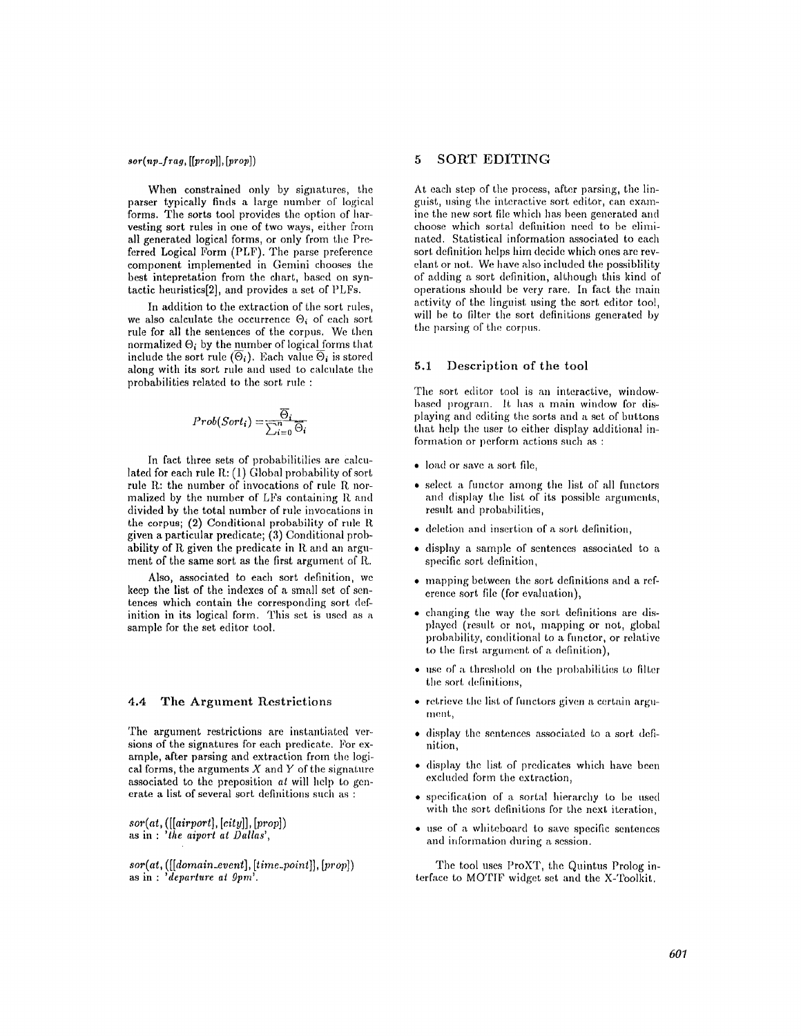*sor(np_frag*, [[*prop*]], [*prop*])

When constrained only by signatures, the parser typically finds a large number of logical forms. The sorts tool provides the option of harvesting sort rules in one of two ways, either from all generated logical forms, or only from the Preferred Logical Form (PLF). The parse preference component implemented in Gemini chooses the best intepretation from the chart, based on syntactic heuristics[2], and provides a set of PLFs.

In addition to the extraction of the sort rules, we also calculate the occurrence $\Theta_i$ of each sort rule for all the sentences of the corpus. We then normalized $\Theta_i$ by the number of logical forms that include the sort rule ($\overline{\Theta}_i$). Each value $\overline{\Theta}_i$ is stored along with its sort rule and used to calculate the probabilities related to the sort rule :

$$Prob(Sort_i) = \frac{\overline{\Theta}_i}{\sum_{i=0}^{n} \overline{\Theta}_i}$$

In fact three sets of probabilitilies are calculated for each rule R: (1) Global probability of sort rule R: the number of invocations of rule R normalized by the number of LFs containing R and divided by the total number of rule invocations in the corpus; (2) Conditional probability of rule R given a particular predicate; (3) Conditional probability of R given the predicate in R and an argument of the same sort as the first argument of R.

Also, associated to each sort definition, we keep the list of the indexes of a small set of sentences which contain the corresponding sort definition in its logical form. This set is used as a sample for the set editor tool.

### 4.4 The Argument Restrictions

The argument restrictions are instantiated versions of the signatures for each predicate. For example, after parsing and extraction from the logical forms, the arguments $X$ and $Y$ of the signature associated to the preposition *at* will help to generate a list of several sort definitions such as :

*sor(at*, ([[*airport*], [*city*]], [*prop*])
as in : *'the aiport at Dallas'*,

*sor(at*, ([[*domain_event*], [*time_point*]], [*prop*])
as in : *'departure at 9pm'*.

## 5 SORT EDITING

At each step of the process, after parsing, the linguist, using the interactive sort editor, can examine the new sort file which has been generated and choose which sortal definition need to be eliminated. Statistical information associated to each sort definition helps him decide which ones are revelant or not. We have also included the possiblility of adding a sort definition, although this kind of operations should be very rare. In fact the main activity of the linguist using the sort editor tool, will be to filter the sort definitions generated by the parsing of the corpus.

### 5.1 Description of the tool

The sort editor tool is an interactive, window-based program. It has a main window for displaying and editing the sorts and a set of buttons that help the user to either display additional information or perform actions such as :

- load or save a sort file,
- select a functor among the list of all functors and display the list of its possible arguments, result and probabilities,
- deletion and insertion of a sort definition,
- display a sample of sentences associated to a specific sort definition,
- mapping between the sort definitions and a reference sort file (for evaluation),
- changing the way the sort definitions are displayed (result or not, mapping or not, global probability, conditional to a functor, or relative to the first argument of a definition),
- use of a threshold on the probabilities to filter the sort definitions,
- retrieve the list of functors given a certain argument,
- display the sentences associated to a sort definition,
- display the list of predicates which have been excluded form the extraction,
- specification of a sortal hierarchy to be used with the sort definitions for the next iteration,
- use of a whiteboard to save specific sentences and information during a session.

The tool uses ProXT, the Quintus Prolog interface to MOTIF widget set and the X-Toolkit.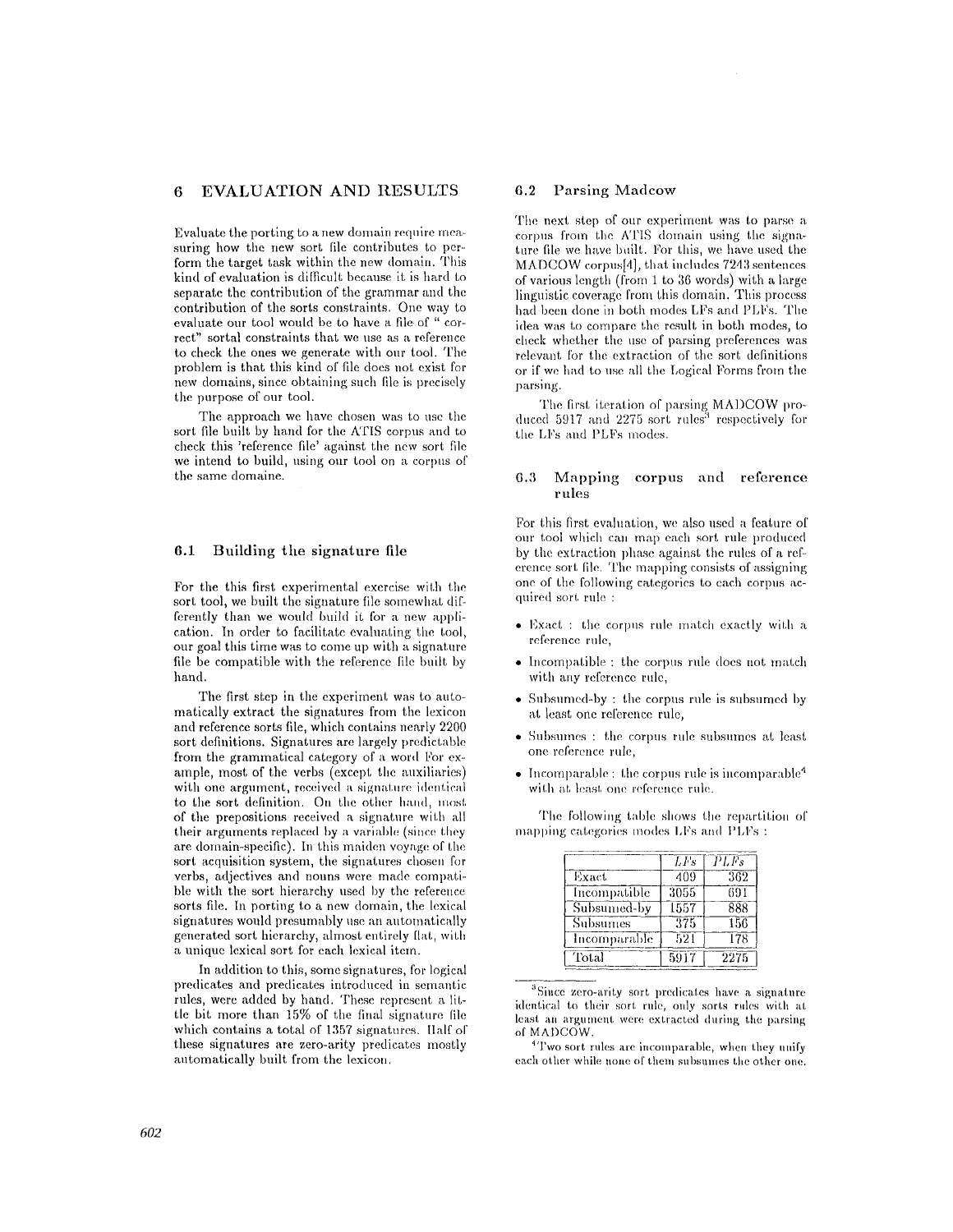## 6 EVALUATION AND RESULTS

Evaluate the porting to a new domain require measuring how the new sort file contributes to perform the target task within the new domain. This kind of evaluation is difficult because it is hard to separate the contribution of the grammar and the contribution of the sorts constraints. One way to evaluate our tool would be to have a file of " correct" sortal constraints that we use as a reference to check the ones we generate with our tool. The problem is that this kind of file does not exist for new domains, since obtaining such file is precisely the purpose of our tool.

The approach we have chosen was to use the sort file built by hand for the ATIS corpus and to check this 'reference file' against the new sort file we intend to build, using our tool on a corpus of the same domaine.

### 6.1 Building the signature file

For the this first experimental exercise with the sort tool, we built the signature file somewhat differently than we would build it for a new application. In order to facilitate evaluating the tool, our goal this time was to come up with a signature file be compatible with the reference file built by hand.

The first step in the experiment was to automatically extract the signatures from the lexicon and reference sorts file, which contains nearly 2200 sort definitions. Signatures are largely predictable from the grammatical category of a word For example, most of the verbs (except the auxiliaries) with one argument, received a signature identical to the sort definition. On the other hand, most of the prepositions received a signature with all their arguments replaced by a variable (since they are domain-specific). In this maiden voyage of the sort acquisition system, the signatures chosen for verbs, adjectives and nouns were made compatible with the sort hierarchy used by the reference sorts file. In porting to a new domain, the lexical signatures would presumably use an automatically generated sort hierarchy, almost entirely flat, with a unique lexical sort for each lexical item.

In addition to this, some signatures, for logical predicates and predicates introduced in semantic rules, were added by hand. These represent a little bit more than 15% of the final signature file which contains a total of 1357 signatures. Half of these signatures are zero-arity predicates mostly automatically built from the lexicon.

### 6.2 Parsing Madcow

The next step of our experiment was to parse a corpus from the ATIS domain using the signature file we have built. For this, we have used the MADCOW corpus[4], that includes 7243 sentences of various length (from 1 to 36 words) with a large linguistic coverage from this domain. This process had been done in both modes LFs and PLFs. The idea was to compare the result in both modes, to check whether the use of parsing preferences was relevant for the extraction of the sort definitions or if we had to use all the Logical Forms from the parsing.

The first iteration of parsing MADCOW produced 5917 and 2275 sort rules[3] respectively for the LFs and PLFs modes.

### 6.3 Mapping corpus and reference rules

For this first evaluation, we also used a feature of our tool which can map each sort rule produced by the extraction phase against the rules of a reference sort file. The mapping consists of assigning one of the following categories to each corpus acquired sort rule :

- Exact : the corpus rule match exactly with a reference rule,
- Incompatible : the corpus rule does not match with any reference rule,
- Subsumed-by : the corpus rule is subsumed by at least one reference rule,
- Subsumes : the corpus rule subsumes at least one reference rule,
- Incomparable : the corpus rule is incomparable[4] with at least one reference rule.

The following table shows the repartition of mapping categories modes LFs and PLFs :

| | *LFs* | *PLFs* |
|---|---|---|
| Exact | 409 | 362 |
| Incompatible | 3055 | 691 |
| Subsumed-by | 1557 | 888 |
| Subsumes | 375 | 156 |
| Incomparable | 521 | 178 |
| Total | 5917 | 2275 |

[3] Since zero-arity sort predicates have a signature identical to their sort rule, only sorts rules with at least an argument were extracted during the parsing of MADCOW.

[4] Two sort rules are incomparable, when they unify each other while none of them subsumes the other one.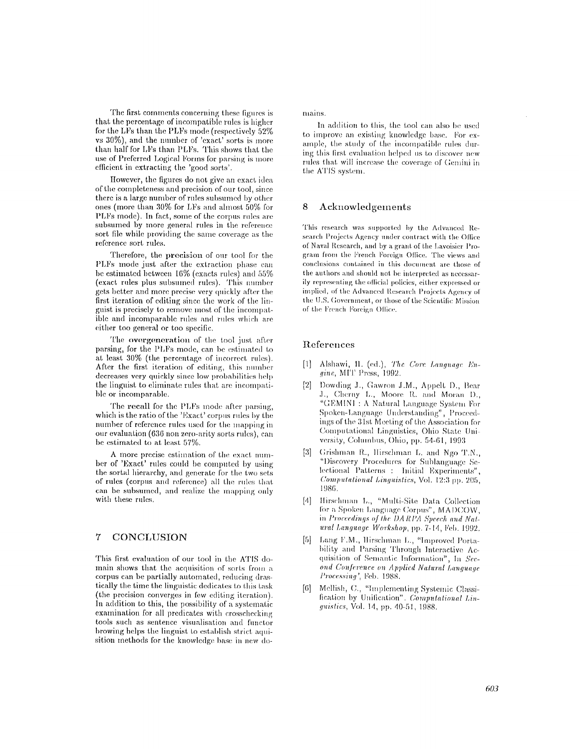The first comments concerning these figures is that the percentage of incompatible rules is higher for the LFs than the PLFs mode (respectively 52% vs 30%), and the number of 'exact' sorts is more than half for LFs than PLFs. This shows that the use of Preferred Logical Forms for parsing is more efficient in extracting the 'good sorts'.

However, the figures do not give an exact idea of the completeness and precision of our tool, since there is a large number of rules subsumed by other ones (more than 30% for LFs and almost 50% for PLFs mode). In fact, some of the corpus rules are subsumed by more general rules in the reference sort file while providing the same coverage as the reference sort rules.

Therefore, the **precision** of our tool for the PLFs mode just after the extraction phase can be estimated between 16% (exacts rules) and 55% (exact rules plus subsumed rules). This number gets better and more precise very quickly after the first iteration of editing since the work of the linguist is precisely to remove most of the incompatible and incomparable rules and rules which are either too general or too specific.

The **overgeneration** of the tool just after parsing, for the PLFs mode, can be estimated to at least 30% (the percentage of incorrect rules). After the first iteration of editing, this number decreases very quickly since low probabilities help the linguist to eliminate rules that are incompatible or incomparable.

The **recall** for the PLFs mode after parsing, which is the ratio of the 'Exact' corpus rules by the number of reference rules used for the mapping in our evaluation (636 non zero-arity sorts rules), can be estimated to at least 57%.

A more precise estimation of the exact number of 'Exact' rules could be computed by using the sortal hierarchy, and generate for the two sets of rules (corpus and reference) all the rules that can be subsumed, and realize the mapping only with these rules.

## 7 CONCLUSION

This first evaluation of our tool in the ATIS domain shows that the acquisition of sorts from a corpus can be partially automated, reducing drastically the time the linguist dedicates to this task (the precision converges in few editing iteration). In addition to this, the possibility of a systematic examination for all predicates with crosschecking tools such as sentence visualisation and functor browing helps the linguist to establish strict aquisition methods for the knowledge base in new domains.

In addition to this, the tool can also be used to improve an existing knowledge base. For example, the study of the incompatible rules during this first evaluation helped us to discover new rules that will increase the coverage of Gemini in the ATIS system.

## 8 Acknowledgements

This research was supported by the Advanced Research Projects Agency under contract with the Office of Naval Research, and by a grant of the Lavoisier Program from the French Foreign Office. The views and conclusions contained in this document are those of the authors and should not be interpreted as necessarily representing the official policies, either expressed or implied, of the Advanced Research Projects Agency of the U.S. Government, or those of the Scientific Mission of the French Foreign Office.

## References

[1] Alshawi, H. (ed.), *The Core Language Engine*, MIT Press, 1992.

[2] Dowding J., Gawron J.M., Appelt D., Bear J., Cherny L., Moore R. and Moran D., "GEMINI : A Natural Language System For Spoken-Language Understanding", Proceedings of the 31st Meeting of the Association for Computational Linguistics, Ohio State University, Columbus, Ohio, pp. 54-61, 1993

[3] Grishman R., Hirschman L. and Ngo T.N., "Discovery Procedures for Sublanguage Selectional Patterns : Initial Experiments", *Computational Linguistics*, Vol. 12:3 pp. 205, 1986.

[4] Hirschman L., "Multi-Site Data Collection for a Spoken Language Corpus", MADCOW, in *Proceedings of the DARPA Speech and Natural Language Workshop*, pp. 7-14, Feb. 1992.

[5] Lang F.M., Hirschman L., "Improved Portability and Parsing Through Interactive Acquisition of Semantic Information", In *Second Conference on Applied Natural Language Processing*', Feb. 1988.

[6] Mellish, C., "Implementing Systemic Classification by Unification". *Computational Linguistics*, Vol. 14, pp. 40-51, 1988.